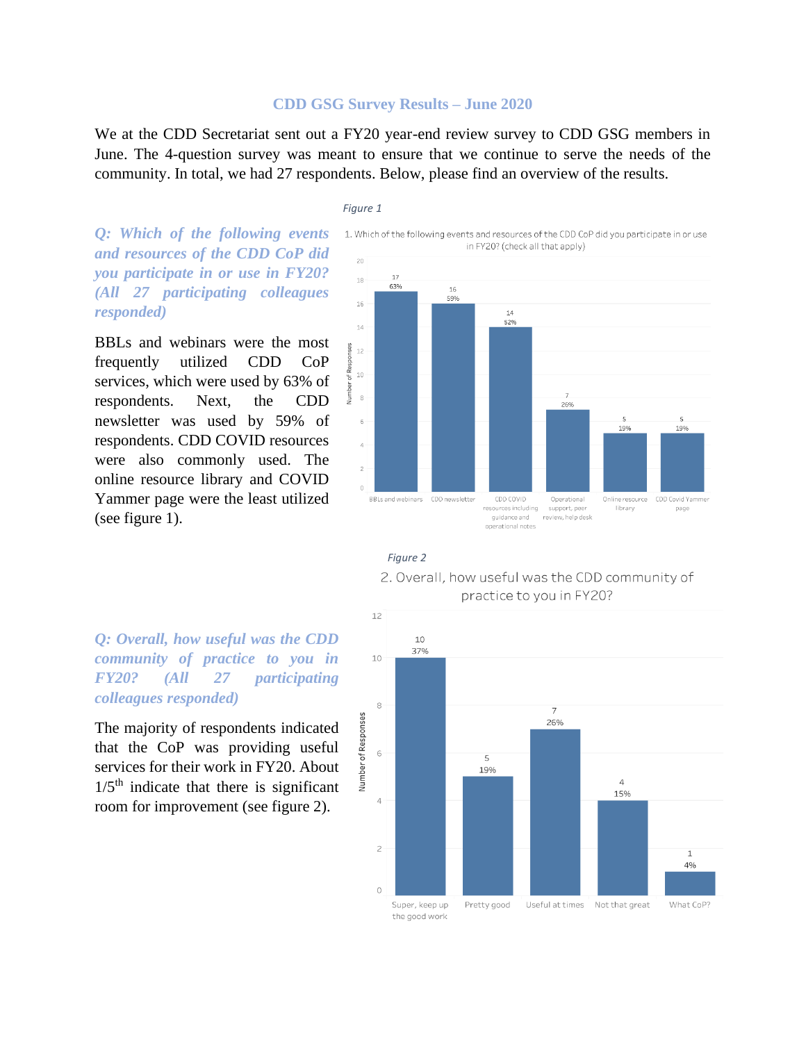# CDD GSG Survey Results – June 2020

We at the CDD Secretariat sent out a FY20 year-end review survey to CDD GSG members in June. The 4-question survey was meant to ensure that we continue to serve the needs of the community. In total, we had 27 respondents. Below, please find an overview of the results.

***Q: Which of the following events and resources of the CDD CoP did you participate in or use in FY20? (All 27 participating colleagues responded)***

BBLs and webinars were the most frequently utilized CDD CoP services, which were used by 63% of respondents. Next, the CDD newsletter was used by 59% of respondents. CDD COVID resources were also commonly used. The online resource library and COVID Yammer page were the least utilized (see figure 1).

*Figure 1*

1. Which of the following events and resources of the CDD CoP did you participate in or use in FY20? (check all that apply)

Number of Responses

20
18
16
14
12
10
8
6
4
2
0

17
63%

16
59%

14
52%

7
26%

5
19%

5
19%

BBLs and webinars

CDD newsletter

CDD COVID resources including guidance and operational notes

Operational support, peer review, help desk

Online resource library

CDD Covid Yammer page

***Q: Overall, how useful was the CDD community of practice to you in FY20? (All 27 participating colleagues responded)***

The majority of respondents indicated that the CoP was providing useful services for their work in FY20. About 1/5th indicate that there is significant room for improvement (see figure 2).

*Figure 2*

2. Overall, how useful was the CDD community of practice to you in FY20?

Number of Responses

12
10
8
6
4
2
0

10
37%

5
19%

7
26%

4
15%

1
4%

Super, keep up the good work

Pretty good

Useful at times

Not that great

What CoP?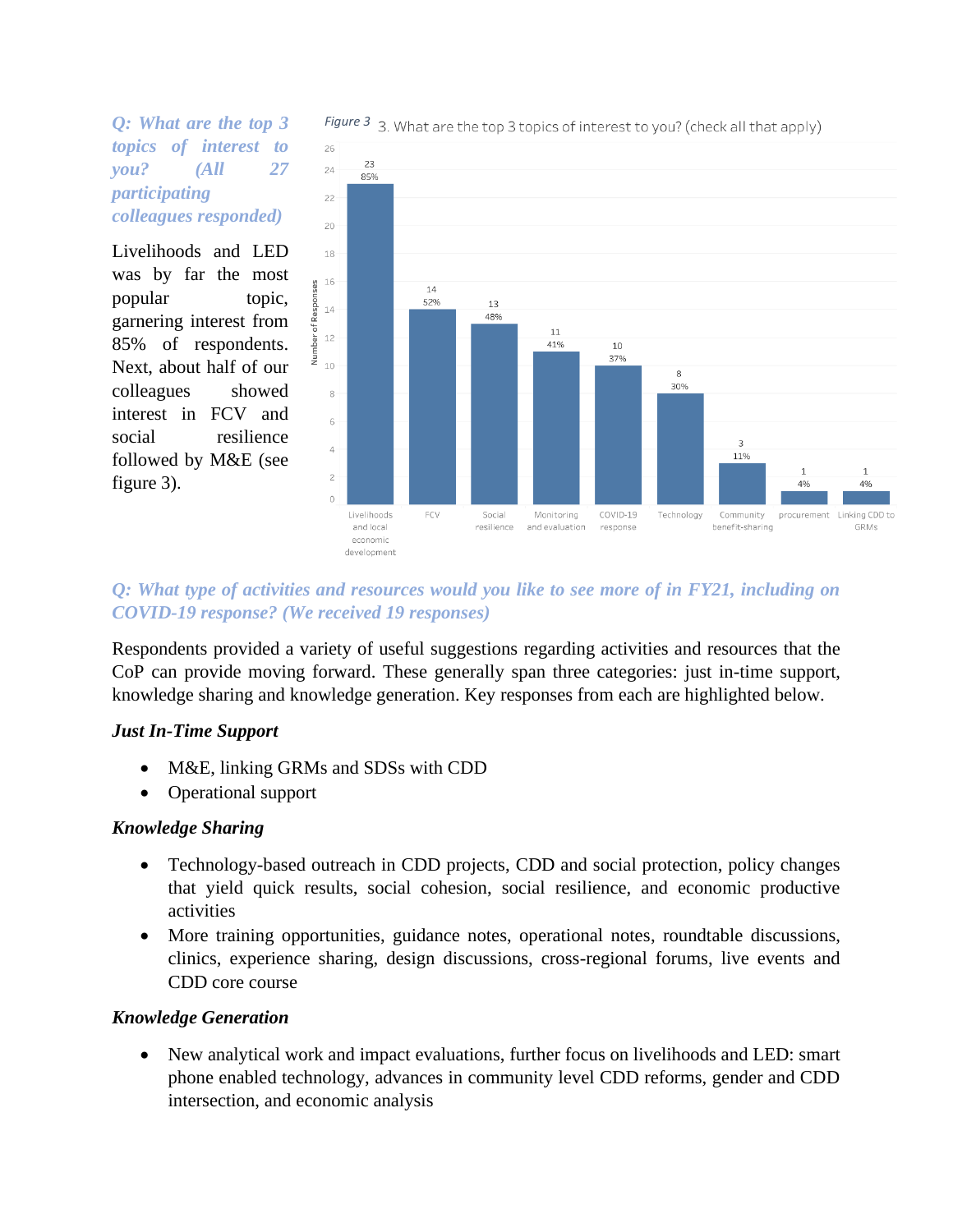*Q: What are the top 3 topics of interest to you? (All 27 participating colleagues responded)*

Livelihoods and LED was by far the most popular topic, garnering interest from 85% of respondents. Next, about half of our colleagues showed interest in FCV and social resilience followed by M&E (see figure 3).

*Figure 3* 3. What are the top 3 topics of interest to you? (check all that apply)

Number of Responses

26
24
22
20
18
16
14
12
10
8
6
4
2
0

23
85%
Livelihoods and local economic development

14
52%
FCV

13
48%
Social resilience

11
41%
Monitoring and evaluation

10
37%
COVID-19 response

8
30%
Technology

3
11%
Community benefit-sharing

1
4%
procurement

1
4%
Linking CDD to GRMs

*Q: What type of activities and resources would you like to see more of in FY21, including on COVID-19 response? (We received 19 responses)*

Respondents provided a variety of useful suggestions regarding activities and resources that the CoP can provide moving forward. These generally span three categories: just in-time support, knowledge sharing and knowledge generation. Key responses from each are highlighted below.

***Just In-Time Support***

- M&E, linking GRMs and SDSs with CDD
- Operational support

***Knowledge Sharing***

- Technology-based outreach in CDD projects, CDD and social protection, policy changes that yield quick results, social cohesion, social resilience, and economic productive activities
- More training opportunities, guidance notes, operational notes, roundtable discussions, clinics, experience sharing, design discussions, cross-regional forums, live events and CDD core course

***Knowledge Generation***

- New analytical work and impact evaluations, further focus on livelihoods and LED: smart phone enabled technology, advances in community level CDD reforms, gender and CDD intersection, and economic analysis